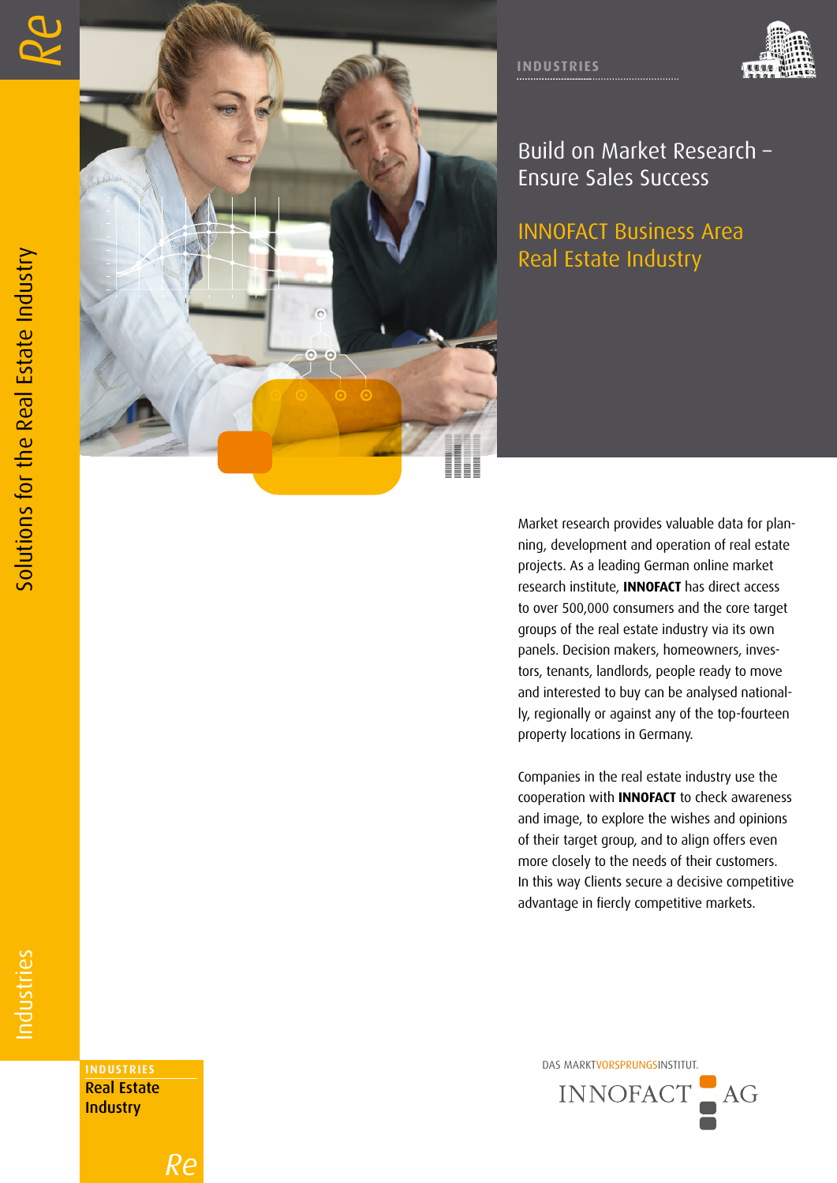INDUSTRIES

# Build on Market Research – Ensure Sales Success

## INNOFACT Business Area Real Estate Industry

Solutions for the Real Estate Industry

Market research provides valuable data for planning, development and operation of real estate projects. As a leading German online market research institute, **INNOFACT** has direct access to over 500,000 consumers and the core target groups of the real estate industry via its own panels. Decision makers, homeowners, investors, tenants, landlords, people ready to move and interested to buy can be analysed nationally, regionally or against any of the top-fourteen property locations in Germany.

Companies in the real estate industry use the cooperation with **INNOFACT** to check awareness and image, to explore the wishes and opinions of their target group, and to align offers even more closely to the needs of their customers. In this way Clients secure a decisive competitive advantage in fiercly competitive markets.

Industries

INDUSTRIES
Real Estate Industry

DAS MARKTVORSPRUNGSINSTITUT.
INNOFACT AG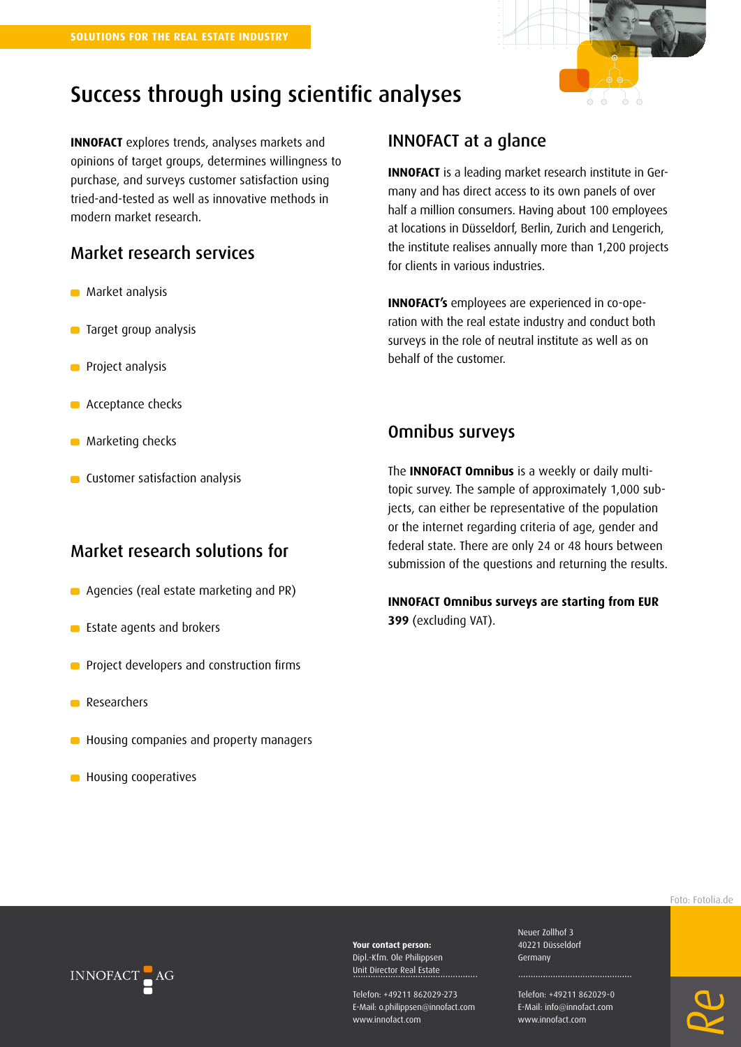SOLUTIONS FOR THE REAL ESTATE INDUSTRY

# Success through using scientific analyses

**INNOFACT** explores trends, analyses markets and opinions of target groups, determines willingness to purchase, and surveys customer satisfaction using tried-and-tested as well as innovative methods in modern market research.

## Market research services

- Market analysis
- Target group analysis
- Project analysis
- Acceptance checks
- Marketing checks
- Customer satisfaction analysis

## Market research solutions for

- Agencies (real estate marketing and PR)
- Estate agents and brokers
- Project developers and construction firms
- Researchers
- Housing companies and property managers
- Housing cooperatives

## INNOFACT at a glance

**INNOFACT** is a leading market research institute in Germany and has direct access to its own panels of over half a million consumers. Having about 100 employees at locations in Düsseldorf, Berlin, Zurich and Lengerich, the institute realises annually more than 1,200 projects for clients in various industries.

**INNOFACT's** employees are experienced in co-operation with the real estate industry and conduct both surveys in the role of neutral institute as well as on behalf of the customer.

## Omnibus surveys

The **INNOFACT Omnibus** is a weekly or daily multi-topic survey. The sample of approximately 1,000 subjects, can either be representative of the population or the internet regarding criteria of age, gender and federal state. There are only 24 or 48 hours between submission of the questions and returning the results.

**INNOFACT Omnibus surveys are starting from EUR 399** (excluding VAT).

Foto: Fotolia.de

INNOFACT AG

**Your contact person:**
Dipl.-Kfm. Ole Philippsen
Unit Director Real Estate

Telefon: +49211 862029-273
E-Mail: o.philippsen@innofact.com
www.innofact.com

Neuer Zollhof 3
40221 Düsseldorf
Germany

Telefon: +49211 862029-0
E-Mail: info@innofact.com
www.innofact.com

Re